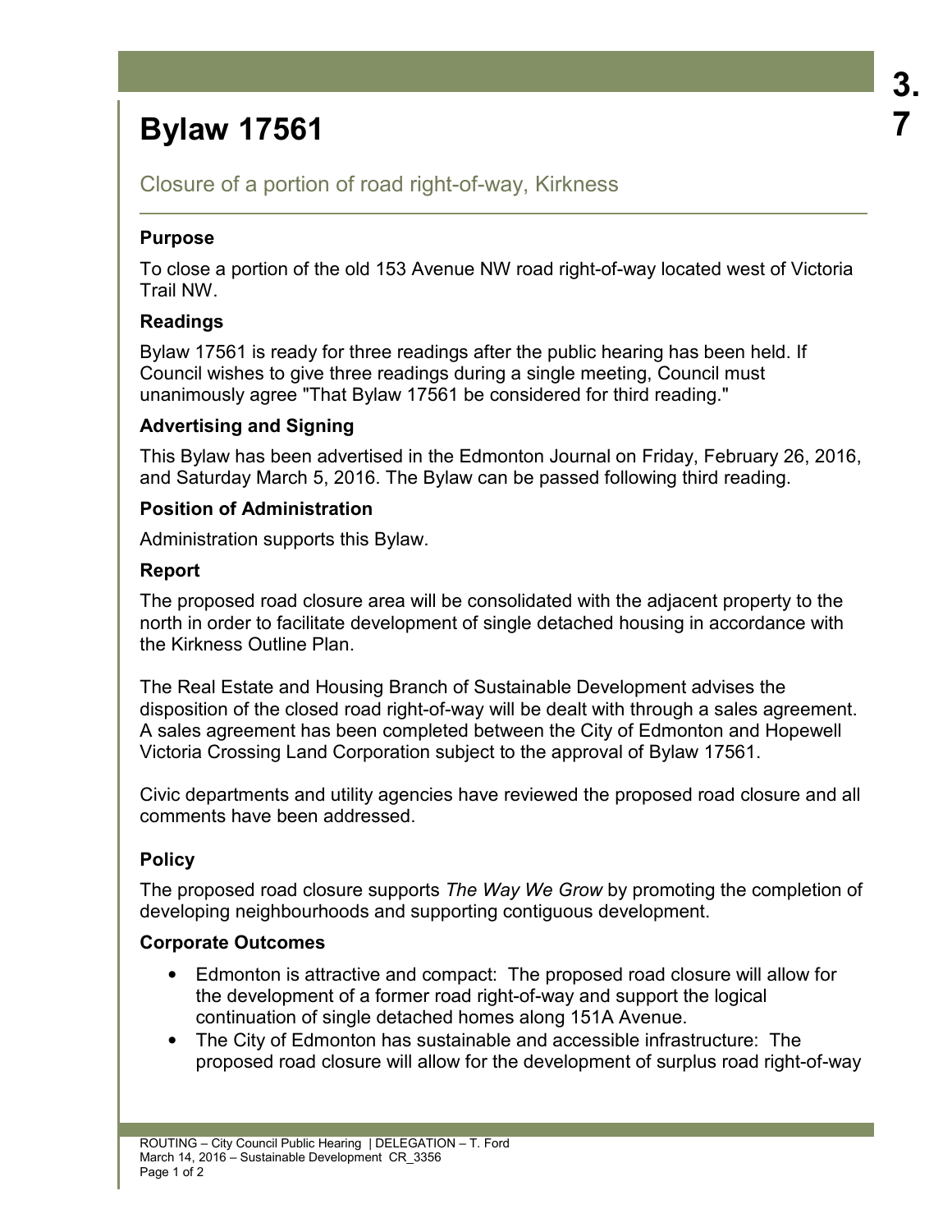# Bylaw 17561

## Closure of a portion of road right-of-way, Kirkness

### Purpose

To close a portion of the old 153 Avenue NW road right-of-way located west of Victoria Trail NW.

### Readings

Bylaw 17561 is ready for three readings after the public hearing has been held. If Council wishes to give three readings during a single meeting, Council must unanimously agree "That Bylaw 17561 be considered for third reading."

### Advertising and Signing

This Bylaw has been advertised in the Edmonton Journal on Friday, February 26, 2016, and Saturday March 5, 2016. The Bylaw can be passed following third reading.

### Position of Administration

Administration supports this Bylaw.

### Report

The proposed road closure area will be consolidated with the adjacent property to the north in order to facilitate development of single detached housing in accordance with the Kirkness Outline Plan.

The Real Estate and Housing Branch of Sustainable Development advises the disposition of the closed road right-of-way will be dealt with through a sales agreement. A sales agreement has been completed between the City of Edmonton and Hopewell Victoria Crossing Land Corporation subject to the approval of Bylaw 17561.

Civic departments and utility agencies have reviewed the proposed road closure and all comments have been addressed.

### Policy

The proposed road closure supports *The Way We Grow* by promoting the completion of developing neighbourhoods and supporting contiguous development.

### Corporate Outcomes

- Edmonton is attractive and compact: The proposed road closure will allow for the development of a former road right-of-way and support the logical continuation of single detached homes along 151A Avenue.
- The City of Edmonton has sustainable and accessible infrastructure: The proposed road closure will allow for the development of surplus road right-of-way

ROUTING – City Council Public Hearing | DELEGATION – T. Ford
March 14, 2016 – Sustainable Development CR_3356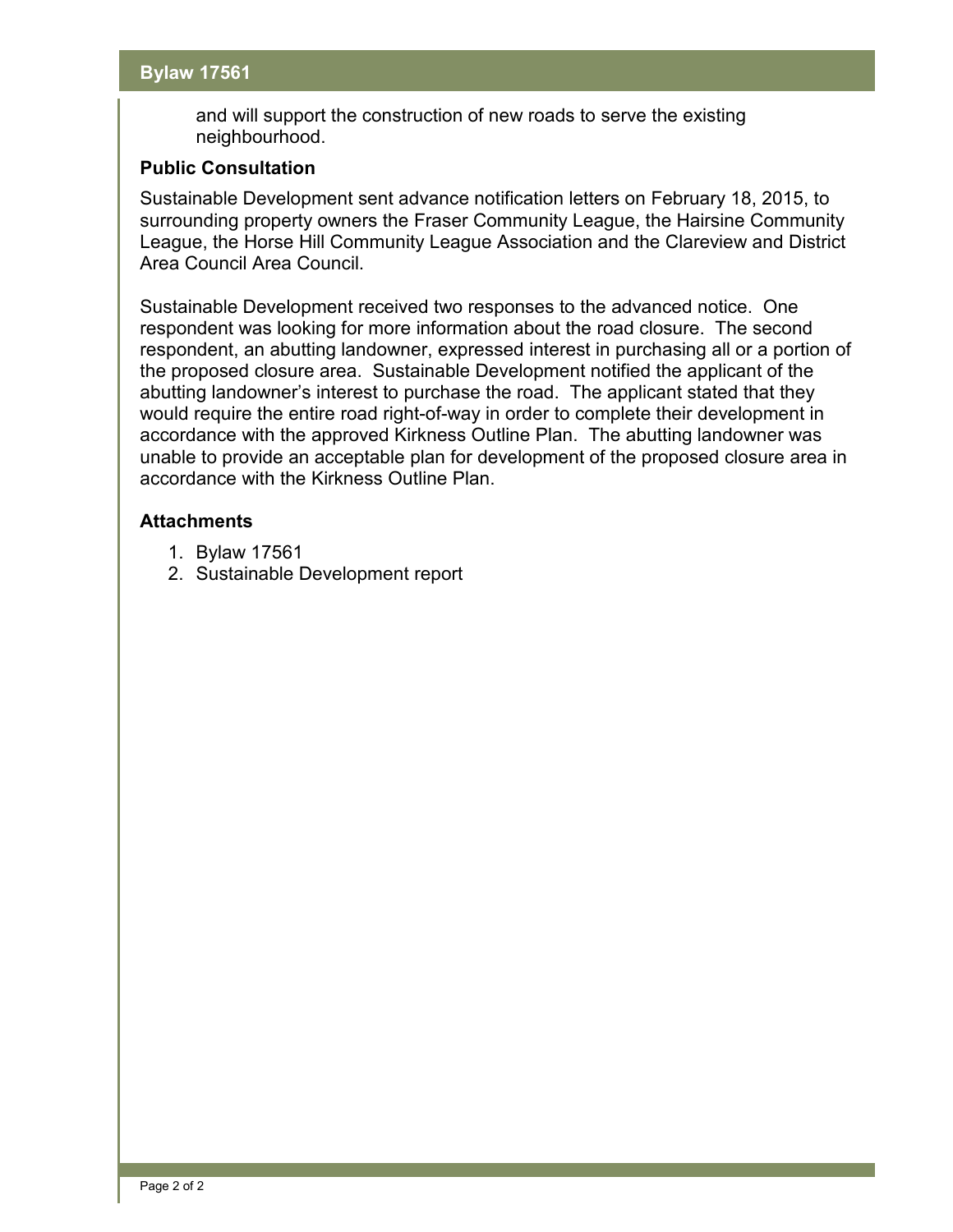and will support the construction of new roads to serve the existing neighbourhood.

## Public Consultation

Sustainable Development sent advance notification letters on February 18, 2015, to surrounding property owners the Fraser Community League, the Hairsine Community League, the Horse Hill Community League Association and the Clareview and District Area Council Area Council.

Sustainable Development received two responses to the advanced notice. One respondent was looking for more information about the road closure. The second respondent, an abutting landowner, expressed interest in purchasing all or a portion of the proposed closure area. Sustainable Development notified the applicant of the abutting landowner's interest to purchase the road. The applicant stated that they would require the entire road right-of-way in order to complete their development in accordance with the approved Kirkness Outline Plan. The abutting landowner was unable to provide an acceptable plan for development of the proposed closure area in accordance with the Kirkness Outline Plan.

## Attachments

1. Bylaw 17561
2. Sustainable Development report